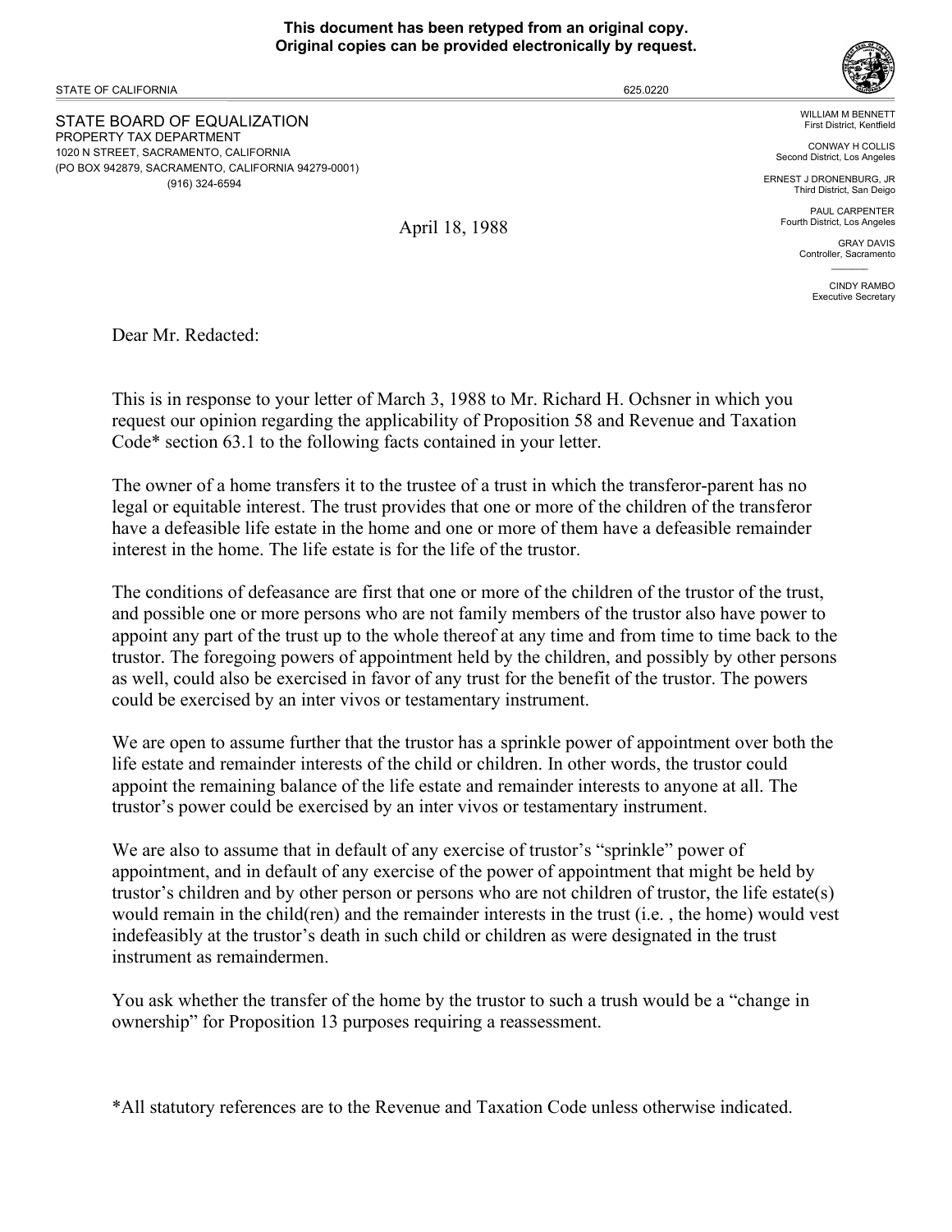**This document has been retyped from an original copy.**
**Original copies can be provided electronically by request.**

STATE OF CALIFORNIA

625.0220

STATE BOARD OF EQUALIZATION
PROPERTY TAX DEPARTMENT
1020 N STREET, SACRAMENTO, CALIFORNIA
(PO BOX 942879, SACRAMENTO, CALIFORNIA 94279-0001)
(916) 324-6594

WILLIAM M BENNETT
First District, Kentfield

CONWAY H COLLIS
Second District, Los Angeles

ERNEST J DRONENBURG, JR
Third District, San Deigo

PAUL CARPENTER
Fourth District, Los Angeles

GRAY DAVIS
Controller, Sacramento

CINDY RAMBO
Executive Secretary

April 18, 1988

Dear Mr. Redacted:

This is in response to your letter of March 3, 1988 to Mr. Richard H. Ochsner in which you request our opinion regarding the applicability of Proposition 58 and Revenue and Taxation Code* section 63.1 to the following facts contained in your letter.

The owner of a home transfers it to the trustee of a trust in which the transferor-parent has no legal or equitable interest. The trust provides that one or more of the children of the transferor have a defeasible life estate in the home and one or more of them have a defeasible remainder interest in the home. The life estate is for the life of the trustor.

The conditions of defeasance are first that one or more of the children of the trustor of the trust, and possible one or more persons who are not family members of the trustor also have power to appoint any part of the trust up to the whole thereof at any time and from time to time back to the trustor. The foregoing powers of appointment held by the children, and possibly by other persons as well, could also be exercised in favor of any trust for the benefit of the trustor. The powers could be exercised by an inter vivos or testamentary instrument.

We are open to assume further that the trustor has a sprinkle power of appointment over both the life estate and remainder interests of the child or children. In other words, the trustor could appoint the remaining balance of the life estate and remainder interests to anyone at all. The trustor's power could be exercised by an inter vivos or testamentary instrument.

We are also to assume that in default of any exercise of trustor's "sprinkle" power of appointment, and in default of any exercise of the power of appointment that might be held by trustor's children and by other person or persons who are not children of trustor, the life estate(s) would remain in the child(ren) and the remainder interests in the trust (i.e. , the home) would vest indefeasibly at the trustor's death in such child or children as were designated in the trust instrument as remaindermen.

You ask whether the transfer of the home by the trustor to such a trush would be a "change in ownership" for Proposition 13 purposes requiring a reassessment.

*All statutory references are to the Revenue and Taxation Code unless otherwise indicated.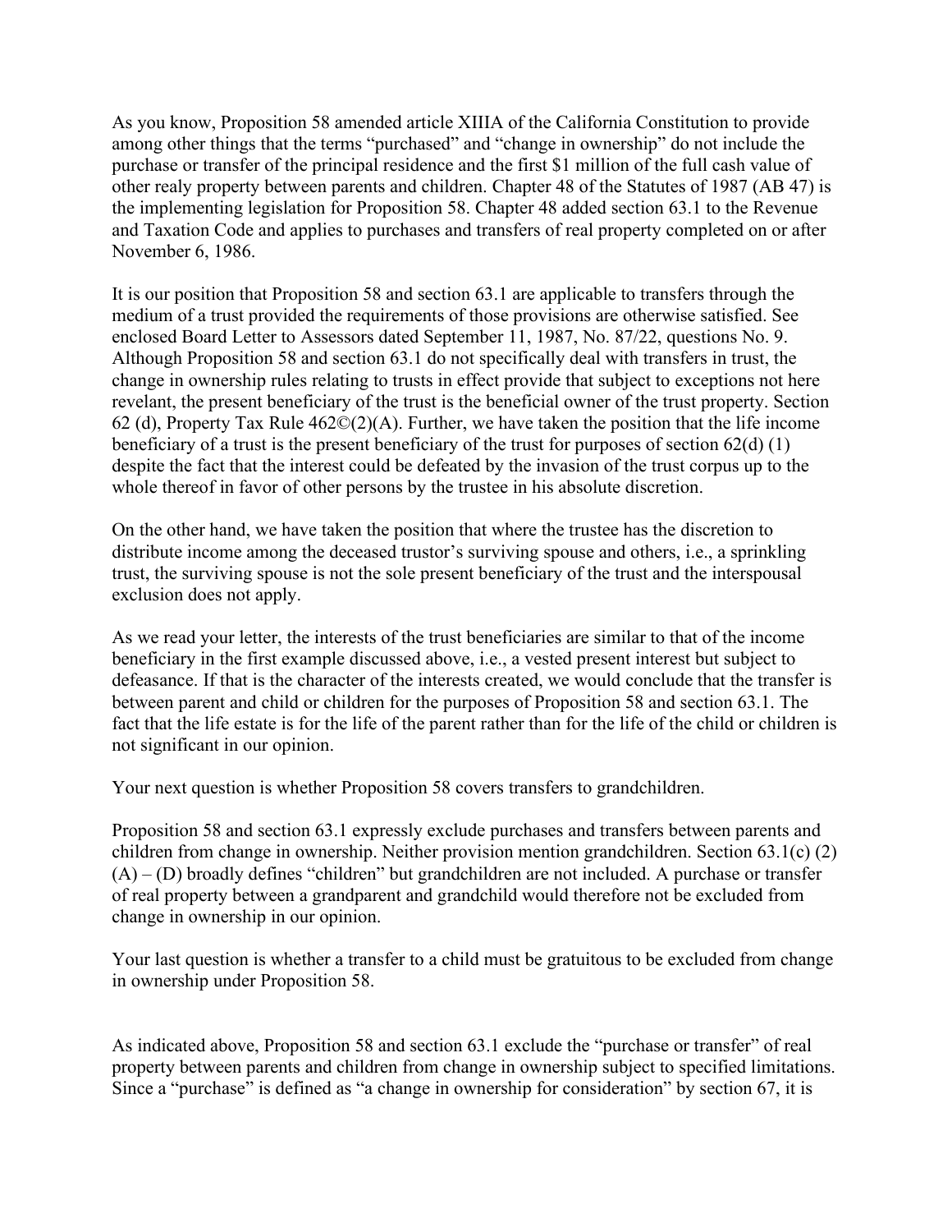As you know, Proposition 58 amended article XIIIA of the California Constitution to provide among other things that the terms "purchased" and "change in ownership" do not include the purchase or transfer of the principal residence and the first $1 million of the full cash value of other realy property between parents and children. Chapter 48 of the Statutes of 1987 (AB 47) is the implementing legislation for Proposition 58. Chapter 48 added section 63.1 to the Revenue and Taxation Code and applies to purchases and transfers of real property completed on or after November 6, 1986.

It is our position that Proposition 58 and section 63.1 are applicable to transfers through the medium of a trust provided the requirements of those provisions are otherwise satisfied. See enclosed Board Letter to Assessors dated September 11, 1987, No. 87/22, questions No. 9. Although Proposition 58 and section 63.1 do not specifically deal with transfers in trust, the change in ownership rules relating to trusts in effect provide that subject to exceptions not here revelant, the present beneficiary of the trust is the beneficial owner of the trust property. Section 62 (d), Property Tax Rule 462©(2)(A). Further, we have taken the position that the life income beneficiary of a trust is the present beneficiary of the trust for purposes of section 62(d) (1) despite the fact that the interest could be defeated by the invasion of the trust corpus up to the whole thereof in favor of other persons by the trustee in his absolute discretion.

On the other hand, we have taken the position that where the trustee has the discretion to distribute income among the deceased trustor's surviving spouse and others, i.e., a sprinkling trust, the surviving spouse is not the sole present beneficiary of the trust and the interspousal exclusion does not apply.

As we read your letter, the interests of the trust beneficiaries are similar to that of the income beneficiary in the first example discussed above, i.e., a vested present interest but subject to defeasance. If that is the character of the interests created, we would conclude that the transfer is between parent and child or children for the purposes of Proposition 58 and section 63.1. The fact that the life estate is for the life of the parent rather than for the life of the child or children is not significant in our opinion.

Your next question is whether Proposition 58 covers transfers to grandchildren.

Proposition 58 and section 63.1 expressly exclude purchases and transfers between parents and children from change in ownership. Neither provision mention grandchildren. Section 63.1(c) (2) (A) – (D) broadly defines "children" but grandchildren are not included. A purchase or transfer of real property between a grandparent and grandchild would therefore not be excluded from change in ownership in our opinion.

Your last question is whether a transfer to a child must be gratuitous to be excluded from change in ownership under Proposition 58.

As indicated above, Proposition 58 and section 63.1 exclude the "purchase or transfer" of real property between parents and children from change in ownership subject to specified limitations. Since a "purchase" is defined as "a change in ownership for consideration" by section 67, it is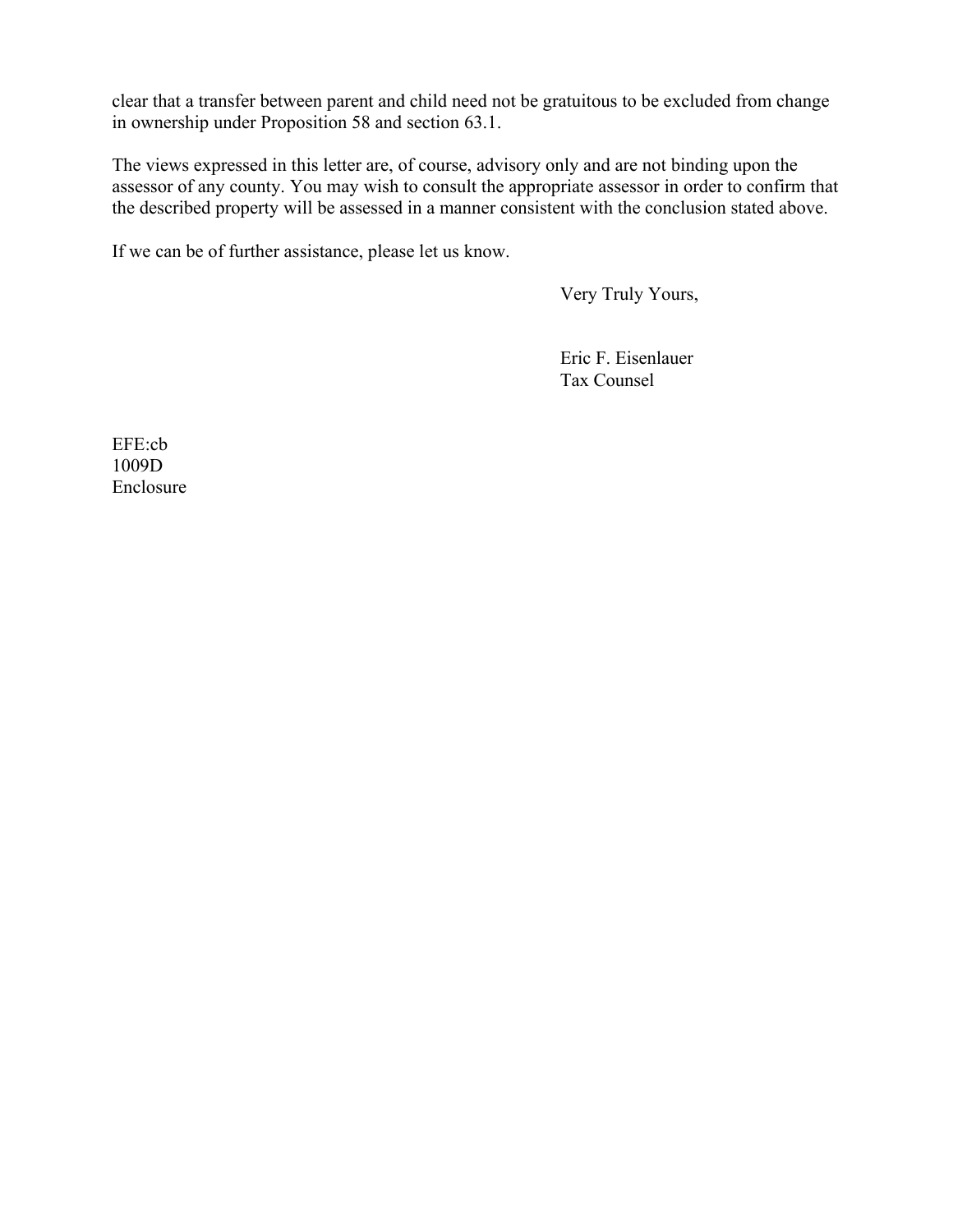clear that a transfer between parent and child need not be gratuitous to be excluded from change in ownership under Proposition 58 and section 63.1.

The views expressed in this letter are, of course, advisory only and are not binding upon the assessor of any county. You may wish to consult the appropriate assessor in order to confirm that the described property will be assessed in a manner consistent with the conclusion stated above.

If we can be of further assistance, please let us know.

Very Truly Yours,

Eric F. Eisenlauer
Tax Counsel

EFE:cb
1009D
Enclosure